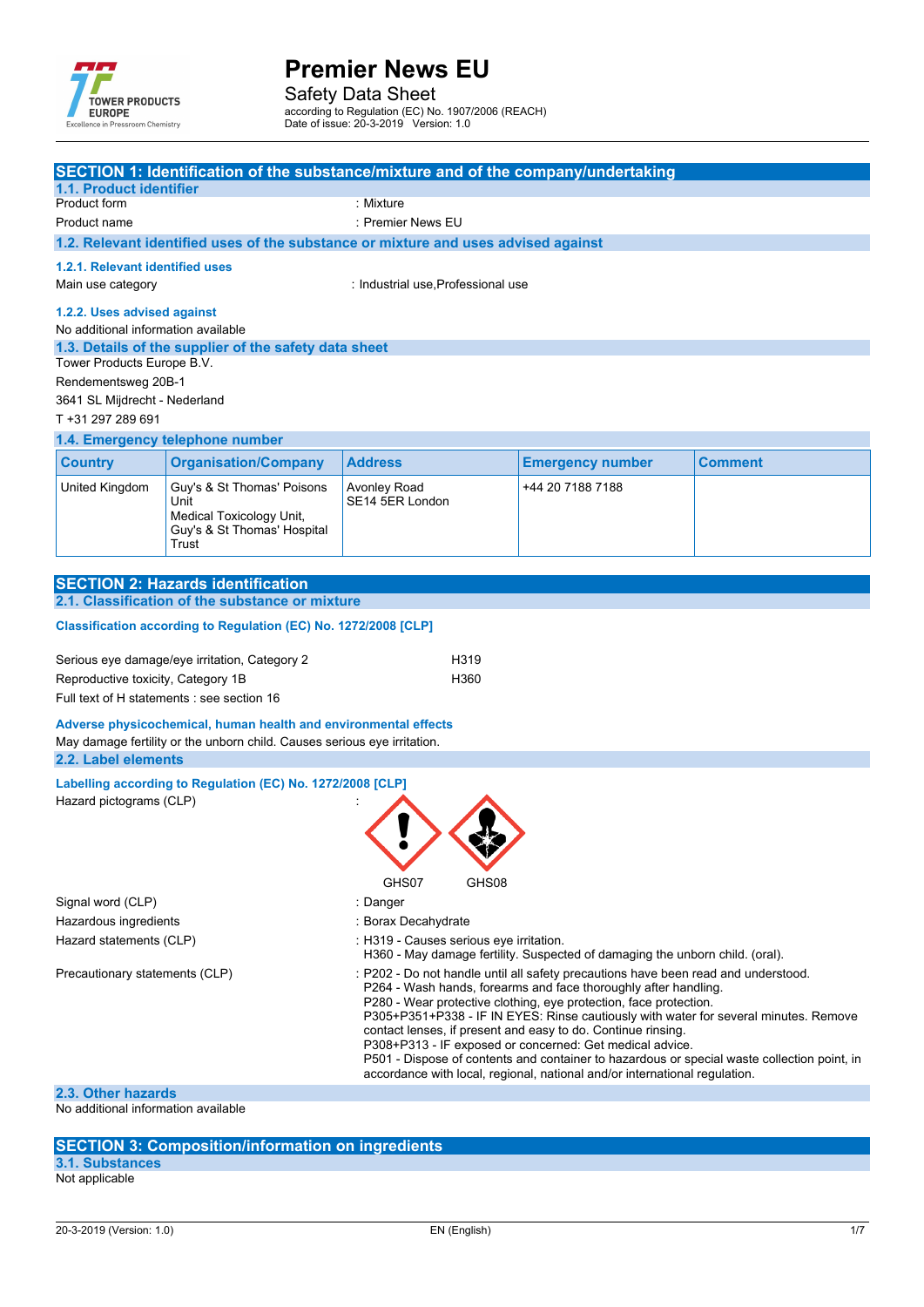# Premier News EU

Safety Data Sheet

according to Regulation (EC) No. 1907/2006 (REACH)
Date of issue: 20-3-2019 Version: 1.0

## SECTION 1: Identification of the substance/mixture and of the company/undertaking

### 1.1. Product identifier

Product form : Mixture

Product name : Premier News EU

### 1.2. Relevant identified uses of the substance or mixture and uses advised against

#### 1.2.1. Relevant identified uses

Main use category : Industrial use,Professional use

#### 1.2.2. Uses advised against

No additional information available

### 1.3. Details of the supplier of the safety data sheet

Tower Products Europe B.V.
Rendementsweg 20B-1
3641 SL Mijdrecht - Nederland
T +31 297 289 691

### 1.4. Emergency telephone number

| Country | Organisation/Company | Address | Emergency number | Comment |
|---|---|---|---|---|
| United Kingdom | Guy's & St Thomas' Poisons Unit Medical Toxicology Unit, Guy's & St Thomas' Hospital Trust | Avonley Road SE14 5ER London | +44 20 7188 7188 | |

## SECTION 2: Hazards identification

### 2.1. Classification of the substance or mixture

**Classification according to Regulation (EC) No. 1272/2008 [CLP]**

Serious eye damage/eye irritation, Category 2 H319
Reproductive toxicity, Category 1B H360
Full text of H statements : see section 16

**Adverse physicochemical, human health and environmental effects**

May damage fertility or the unborn child. Causes serious eye irritation.

### 2.2. Label elements

**Labelling according to Regulation (EC) No. 1272/2008 [CLP]**

Hazard pictograms (CLP) :

GHS07 GHS08

Signal word (CLP) : Danger

Hazardous ingredients : Borax Decahydrate

Hazard statements (CLP) : H319 - Causes serious eye irritation.
H360 - May damage fertility. Suspected of damaging the unborn child. (oral).

Precautionary statements (CLP) : P202 - Do not handle until all safety precautions have been read and understood.
P264 - Wash hands, forearms and face thoroughly after handling.
P280 - Wear protective clothing, eye protection, face protection.
P305+P351+P338 - IF IN EYES: Rinse cautiously with water for several minutes. Remove contact lenses, if present and easy to do. Continue rinsing.
P308+P313 - IF exposed or concerned: Get medical advice.
P501 - Dispose of contents and container to hazardous or special waste collection point, in accordance with local, regional, national and/or international regulation.

### 2.3. Other hazards

No additional information available

## SECTION 3: Composition/information on ingredients

### 3.1. Substances

Not applicable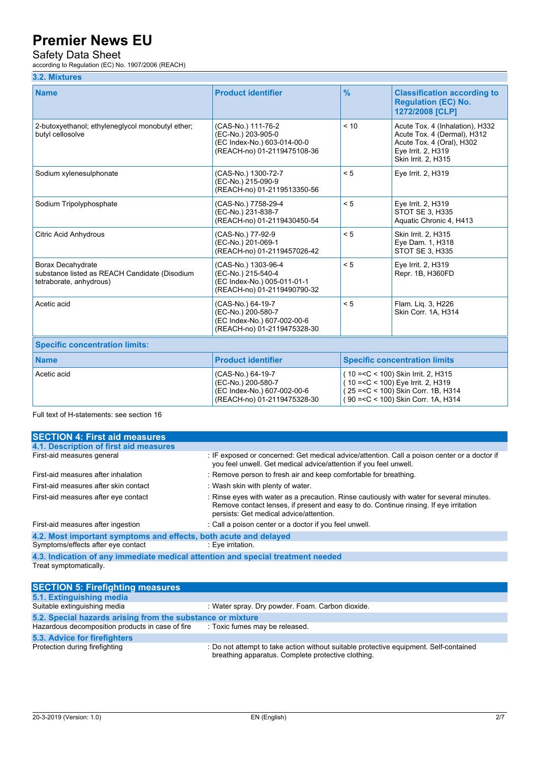### 3.2. Mixtures

| Name | Product identifier | % | Classification according to Regulation (EC) No. 1272/2008 [CLP] |
|---|---|---|---|
| 2-butoxyethanol; ethyleneglycol monobutyl ether; butyl cellosolve | (CAS-No.) 111-76-2<br>(EC-No.) 203-905-0<br>(EC Index-No.) 603-014-00-0<br>(REACH-no) 01-2119475108-36 | < 10 | Acute Tox. 4 (Inhalation), H332<br>Acute Tox. 4 (Dermal), H312<br>Acute Tox. 4 (Oral), H302<br>Eye Irrit. 2, H319<br>Skin Irrit. 2, H315 |
| Sodium xylenesulphonate | (CAS-No.) 1300-72-7<br>(EC-No.) 215-090-9<br>(REACH-no) 01-2119513350-56 | < 5 | Eye Irrit. 2, H319 |
| Sodium Tripolyphosphate | (CAS-No.) 7758-29-4<br>(EC-No.) 231-838-7<br>(REACH-no) 01-2119430450-54 | < 5 | Eye Irrit. 2, H319<br>STOT SE 3, H335<br>Aquatic Chronic 4, H413 |
| Citric Acid Anhydrous | (CAS-No.) 77-92-9<br>(EC-No.) 201-069-1<br>(REACH-no) 01-2119457026-42 | < 5 | Skin Irrit. 2, H315<br>Eye Dam. 1, H318<br>STOT SE 3, H335 |
| Borax Decahydrate<br>substance listed as REACH Candidate (Disodium tetraborate, anhydrous) | (CAS-No.) 1303-96-4<br>(EC-No.) 215-540-4<br>(EC Index-No.) 005-011-01-1<br>(REACH-no) 01-2119490790-32 | < 5 | Eye Irrit. 2, H319<br>Repr. 1B, H360FD |
| Acetic acid | (CAS-No.) 64-19-7<br>(EC-No.) 200-580-7<br>(EC Index-No.) 607-002-00-6<br>(REACH-no) 01-2119475328-30 | < 5 | Flam. Liq. 3, H226<br>Skin Corr. 1A, H314 |

**Specific concentration limits:**

| Name | Product identifier | Specific concentration limits |
|---|---|---|
| Acetic acid | (CAS-No.) 64-19-7<br>(EC-No.) 200-580-7<br>(EC Index-No.) 607-002-00-6<br>(REACH-no) 01-2119475328-30 | ( 10 =<C < 100) Skin Irrit. 2, H315<br>( 10 =<C < 100) Eye Irrit. 2, H319<br>( 25 =<C < 100) Skin Corr. 1B, H314<br>( 90 =<C < 100) Skin Corr. 1A, H314 |

Full text of H-statements: see section 16

## SECTION 4: First aid measures

### 4.1. Description of first aid measures

- First-aid measures general : IF exposed or concerned: Get medical advice/attention. Call a poison center or a doctor if you feel unwell. Get medical advice/attention if you feel unwell.
- First-aid measures after inhalation : Remove person to fresh air and keep comfortable for breathing.
- First-aid measures after skin contact : Wash skin with plenty of water.
- First-aid measures after eye contact : Rinse eyes with water as a precaution. Rinse cautiously with water for several minutes. Remove contact lenses, if present and easy to do. Continue rinsing. If eye irritation persists: Get medical advice/attention.
- First-aid measures after ingestion : Call a poison center or a doctor if you feel unwell.

### 4.2. Most important symptoms and effects, both acute and delayed

- Symptoms/effects after eye contact : Eye irritation.

### 4.3. Indication of any immediate medical attention and special treatment needed

Treat symptomatically.

## SECTION 5: Firefighting measures

### 5.1. Extinguishing media

- Suitable extinguishing media : Water spray. Dry powder. Foam. Carbon dioxide.

### 5.2. Special hazards arising from the substance or mixture

- Hazardous decomposition products in case of fire : Toxic fumes may be released.

### 5.3. Advice for firefighters

- Protection during firefighting : Do not attempt to take action without suitable protective equipment. Self-contained breathing apparatus. Complete protective clothing.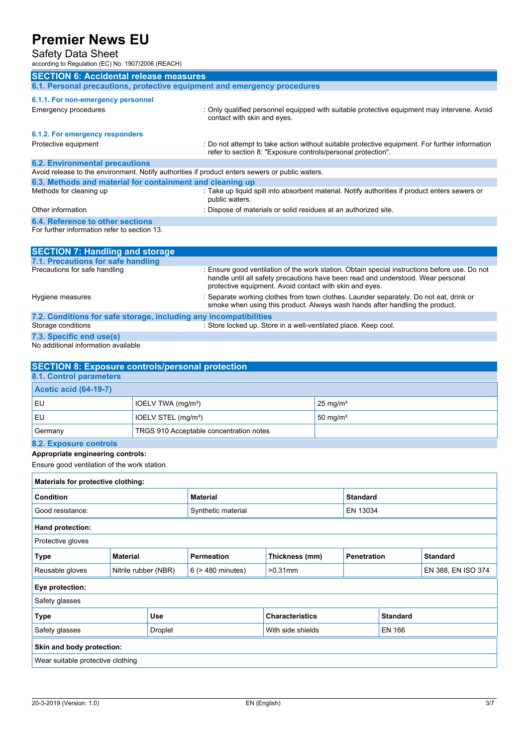## SECTION 6: Accidental release measures

### 6.1. Personal precautions, protective equipment and emergency procedures

#### 6.1.1. For non-emergency personnel

Emergency procedures : Only qualified personnel equipped with suitable protective equipment may intervene. Avoid contact with skin and eyes.

#### 6.1.2. For emergency responders

Protective equipment : Do not attempt to take action without suitable protective equipment. For further information refer to section 8: "Exposure controls/personal protection".

### 6.2. Environmental precautions

Avoid release to the environment. Notify authorities if product enters sewers or public waters.

### 6.3. Methods and material for containment and cleaning up

Methods for cleaning up : Take up liquid spill into absorbent material. Notify authorities if product enters sewers or public waters.

Other information : Dispose of materials or solid residues at an authorized site.

### 6.4. Reference to other sections

For further information refer to section 13.

## SECTION 7: Handling and storage

### 7.1. Precautions for safe handling

Precautions for safe handling : Ensure good ventilation of the work station. Obtain special instructions before use. Do not handle until all safety precautions have been read and understood. Wear personal protective equipment. Avoid contact with skin and eyes.

Hygiene measures : Separate working clothes from town clothes. Launder separately. Do not eat, drink or smoke when using this product. Always wash hands after handling the product.

### 7.2. Conditions for safe storage, including any incompatibilities

Storage conditions : Store locked up. Store in a well-ventilated place. Keep cool.

### 7.3. Specific end use(s)

No additional information available

## SECTION 8: Exposure controls/personal protection

### 8.1. Control parameters

| Acetic acid (64-19-7) | | |
|---|---|---|
| EU | IOELV TWA (mg/m³) | 25 mg/m³ |
| EU | IOELV STEL (mg/m³) | 50 mg/m³ |
| Germany | TRGS 910 Acceptable concentration notes | |

### 8.2. Exposure controls

**Appropriate engineering controls:**

Ensure good ventilation of the work station.

**Materials for protective clothing:**

| Condition | Material | Standard |
|---|---|---|
| Good resistance: | Synthetic material | EN 13034 |

**Hand protection:**

Protective gloves

| Type | Material | Permeation | Thickness (mm) | Penetration | Standard |
|---|---|---|---|---|---|
| Reusable gloves | Nitrile rubber (NBR) | 6 (> 480 minutes) | >0.31mm | | EN 388, EN ISO 374 |

**Eye protection:**

Safety glasses

| Type | Use | Characteristics | Standard |
|---|---|---|---|
| Safety glasses | Droplet | With side shields | EN 166 |

**Skin and body protection:**

Wear suitable protective clothing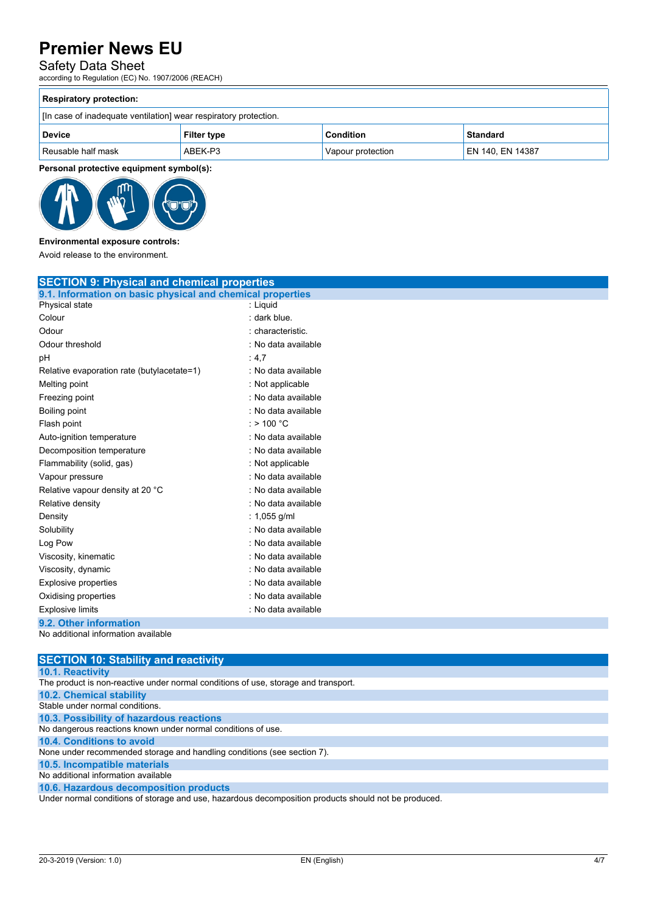| **Respiratory protection:** | | | |
|---|---|---|---|
| [In case of inadequate ventilation] wear respiratory protection. | | | |
| **Device** | **Filter type** | **Condition** | **Standard** |
| Reusable half mask | ABEK-P3 | Vapour protection | EN 140, EN 14387 |

**Personal protective equipment symbol(s):**

**Environmental exposure controls:**

Avoid release to the environment.

## SECTION 9: Physical and chemical properties

### 9.1. Information on basic physical and chemical properties

| | |
|---|---|
| Physical state | : Liquid |
| Colour | : dark blue. |
| Odour | : characteristic. |
| Odour threshold | : No data available |
| pH | : 4,7 |
| Relative evaporation rate (butylacetate=1) | : No data available |
| Melting point | : Not applicable |
| Freezing point | : No data available |
| Boiling point | : No data available |
| Flash point | : > 100 °C |
| Auto-ignition temperature | : No data available |
| Decomposition temperature | : No data available |
| Flammability (solid, gas) | : Not applicable |
| Vapour pressure | : No data available |
| Relative vapour density at 20 °C | : No data available |
| Relative density | : No data available |
| Density | : 1,055 g/ml |
| Solubility | : No data available |
| Log Pow | : No data available |
| Viscosity, kinematic | : No data available |
| Viscosity, dynamic | : No data available |
| Explosive properties | : No data available |
| Oxidising properties | : No data available |
| Explosive limits | : No data available |

### 9.2. Other information

No additional information available

## SECTION 10: Stability and reactivity

### 10.1. Reactivity

The product is non-reactive under normal conditions of use, storage and transport.

### 10.2. Chemical stability

Stable under normal conditions.

### 10.3. Possibility of hazardous reactions

No dangerous reactions known under normal conditions of use.

### 10.4. Conditions to avoid

None under recommended storage and handling conditions (see section 7).

### 10.5. Incompatible materials

No additional information available

### 10.6. Hazardous decomposition products

Under normal conditions of storage and use, hazardous decomposition products should not be produced.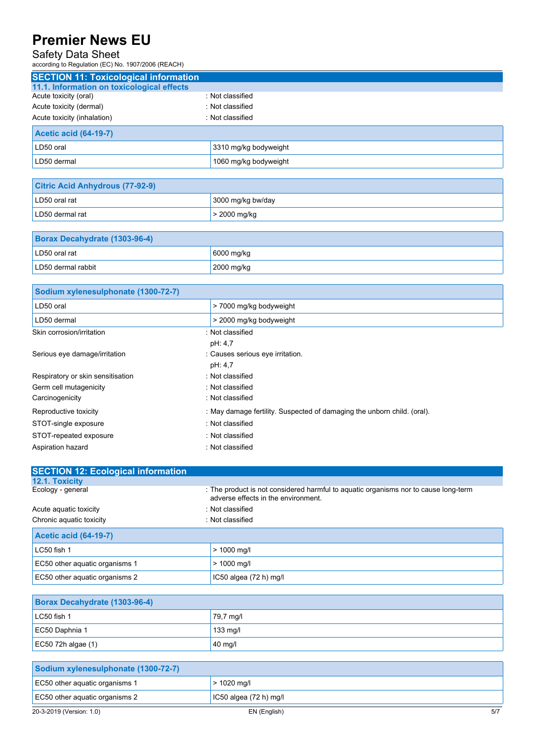## SECTION 11: Toxicological information

### 11.1. Information on toxicological effects

Acute toxicity (oral) : Not classified

Acute toxicity (dermal) : Not classified

Acute toxicity (inhalation) : Not classified

| Acetic acid (64-19-7) | |
|---|---|
| LD50 oral | 3310 mg/kg bodyweight |
| LD50 dermal | 1060 mg/kg bodyweight |

| Citric Acid Anhydrous (77-92-9) | |
|---|---|
| LD50 oral rat | 3000 mg/kg bw/day |
| LD50 dermal rat | > 2000 mg/kg |

| Borax Decahydrate (1303-96-4) | |
|---|---|
| LD50 oral rat | 6000 mg/kg |
| LD50 dermal rabbit | 2000 mg/kg |

| Sodium xylenesulphonate (1300-72-7) | |
|---|---|
| LD50 oral | > 7000 mg/kg bodyweight |
| LD50 dermal | > 2000 mg/kg bodyweight |

Skin corrosion/irritation : Not classified
pH: 4,7

Serious eye damage/irritation : Causes serious eye irritation.
pH: 4,7

Respiratory or skin sensitisation : Not classified

Germ cell mutagenicity : Not classified

Carcinogenicity : Not classified

Reproductive toxicity : May damage fertility. Suspected of damaging the unborn child. (oral).

STOT-single exposure : Not classified

STOT-repeated exposure : Not classified

Aspiration hazard : Not classified

## SECTION 12: Ecological information

### 12.1. Toxicity

Ecology - general : The product is not considered harmful to aquatic organisms nor to cause long-term adverse effects in the environment.

Acute aquatic toxicity : Not classified

Chronic aquatic toxicity : Not classified

| Acetic acid (64-19-7) | |
|---|---|
| LC50 fish 1 | > 1000 mg/l |
| EC50 other aquatic organisms 1 | > 1000 mg/l |
| EC50 other aquatic organisms 2 | IC50 algea (72 h) mg/l |

| Borax Decahydrate (1303-96-4) | |
|---|---|
| LC50 fish 1 | 79,7 mg/l |
| EC50 Daphnia 1 | 133 mg/l |
| EC50 72h algae (1) | 40 mg/l |

| Sodium xylenesulphonate (1300-72-7) | |
|---|---|
| EC50 other aquatic organisms 1 | > 1020 mg/l |
| EC50 other aquatic organisms 2 | IC50 algea (72 h) mg/l |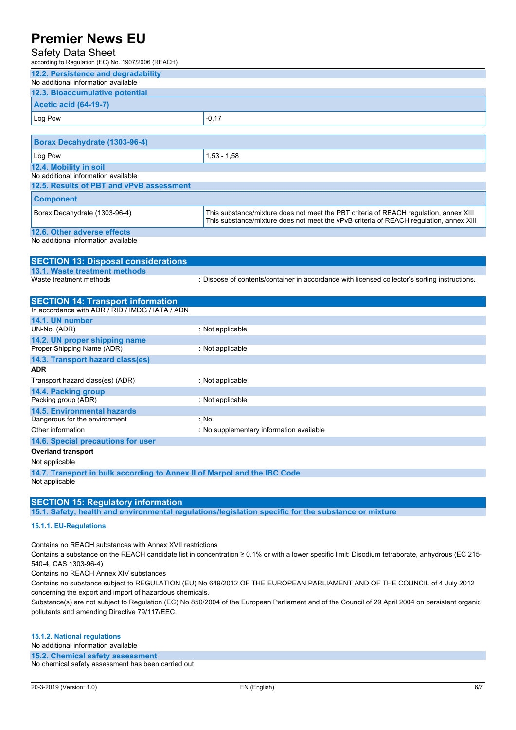### 12.2. Persistence and degradability

No additional information available

### 12.3. Bioaccumulative potential

| Acetic acid (64-19-7) | |
|---|---|
| Log Pow | -0,17 |

| Borax Decahydrate (1303-96-4) | |
|---|---|
| Log Pow | 1,53 - 1,58 |

### 12.4. Mobility in soil

No additional information available

### 12.5. Results of PBT and vPvB assessment

| Component | |
|---|---|
| Borax Decahydrate (1303-96-4) | This substance/mixture does not meet the PBT criteria of REACH regulation, annex XIII<br>This substance/mixture does not meet the vPvB criteria of REACH regulation, annex XIII |

### 12.6. Other adverse effects

No additional information available

## SECTION 13: Disposal considerations

### 13.1. Waste treatment methods

Waste treatment methods : Dispose of contents/container in accordance with licensed collector's sorting instructions.

## SECTION 14: Transport information

In accordance with ADR / RID / IMDG / IATA / ADN

### 14.1. UN number

UN-No. (ADR) : Not applicable

### 14.2. UN proper shipping name

Proper Shipping Name (ADR) : Not applicable

### 14.3. Transport hazard class(es)

**ADR**

Transport hazard class(es) (ADR) : Not applicable

### 14.4. Packing group

Packing group (ADR) : Not applicable

### 14.5. Environmental hazards

Dangerous for the environment : No

Other information : No supplementary information available

### 14.6. Special precautions for user

**Overland transport**

Not applicable

### 14.7. Transport in bulk according to Annex II of Marpol and the IBC Code

Not applicable

## SECTION 15: Regulatory information

### 15.1. Safety, health and environmental regulations/legislation specific for the substance or mixture

#### 15.1.1. EU-Regulations

Contains no REACH substances with Annex XVII restrictions

Contains a substance on the REACH candidate list in concentration ≥ 0.1% or with a lower specific limit: Disodium tetraborate, anhydrous (EC 215-540-4, CAS 1303-96-4)

Contains no REACH Annex XIV substances

Contains no substance subject to REGULATION (EU) No 649/2012 OF THE EUROPEAN PARLIAMENT AND OF THE COUNCIL of 4 July 2012 concerning the export and import of hazardous chemicals.

Substance(s) are not subject to Regulation (EC) No 850/2004 of the European Parliament and of the Council of 29 April 2004 on persistent organic pollutants and amending Directive 79/117/EEC.

#### 15.1.2. National regulations

No additional information available

### 15.2. Chemical safety assessment

No chemical safety assessment has been carried out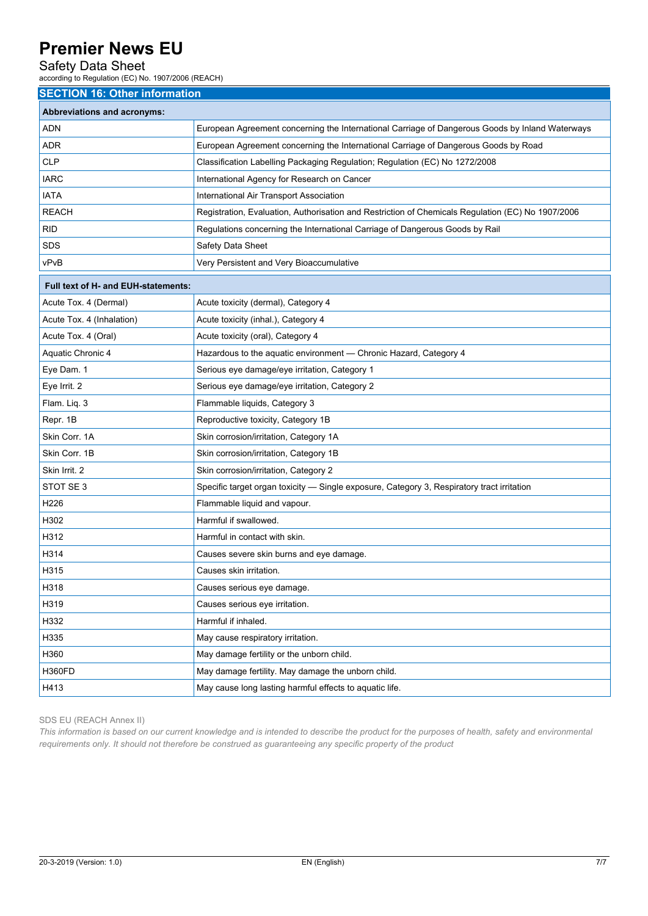## SECTION 16: Other information

| Abbreviations and acronyms: | |
|---|---|
| ADN | European Agreement concerning the International Carriage of Dangerous Goods by Inland Waterways |
| ADR | European Agreement concerning the International Carriage of Dangerous Goods by Road |
| CLP | Classification Labelling Packaging Regulation; Regulation (EC) No 1272/2008 |
| IARC | International Agency for Research on Cancer |
| IATA | International Air Transport Association |
| REACH | Registration, Evaluation, Authorisation and Restriction of Chemicals Regulation (EC) No 1907/2006 |
| RID | Regulations concerning the International Carriage of Dangerous Goods by Rail |
| SDS | Safety Data Sheet |
| vPvB | Very Persistent and Very Bioaccumulative |

| Full text of H- and EUH-statements: | |
|---|---|
| Acute Tox. 4 (Dermal) | Acute toxicity (dermal), Category 4 |
| Acute Tox. 4 (Inhalation) | Acute toxicity (inhal.), Category 4 |
| Acute Tox. 4 (Oral) | Acute toxicity (oral), Category 4 |
| Aquatic Chronic 4 | Hazardous to the aquatic environment — Chronic Hazard, Category 4 |
| Eye Dam. 1 | Serious eye damage/eye irritation, Category 1 |
| Eye Irrit. 2 | Serious eye damage/eye irritation, Category 2 |
| Flam. Liq. 3 | Flammable liquids, Category 3 |
| Repr. 1B | Reproductive toxicity, Category 1B |
| Skin Corr. 1A | Skin corrosion/irritation, Category 1A |
| Skin Corr. 1B | Skin corrosion/irritation, Category 1B |
| Skin Irrit. 2 | Skin corrosion/irritation, Category 2 |
| STOT SE 3 | Specific target organ toxicity — Single exposure, Category 3, Respiratory tract irritation |
| H226 | Flammable liquid and vapour. |
| H302 | Harmful if swallowed. |
| H312 | Harmful in contact with skin. |
| H314 | Causes severe skin burns and eye damage. |
| H315 | Causes skin irritation. |
| H318 | Causes serious eye damage. |
| H319 | Causes serious eye irritation. |
| H332 | Harmful if inhaled. |
| H335 | May cause respiratory irritation. |
| H360 | May damage fertility or the unborn child. |
| H360FD | May damage fertility. May damage the unborn child. |
| H413 | May cause long lasting harmful effects to aquatic life. |

SDS EU (REACH Annex II)

*This information is based on our current knowledge and is intended to describe the product for the purposes of health, safety and environmental requirements only. It should not therefore be construed as guaranteeing any specific property of the product*